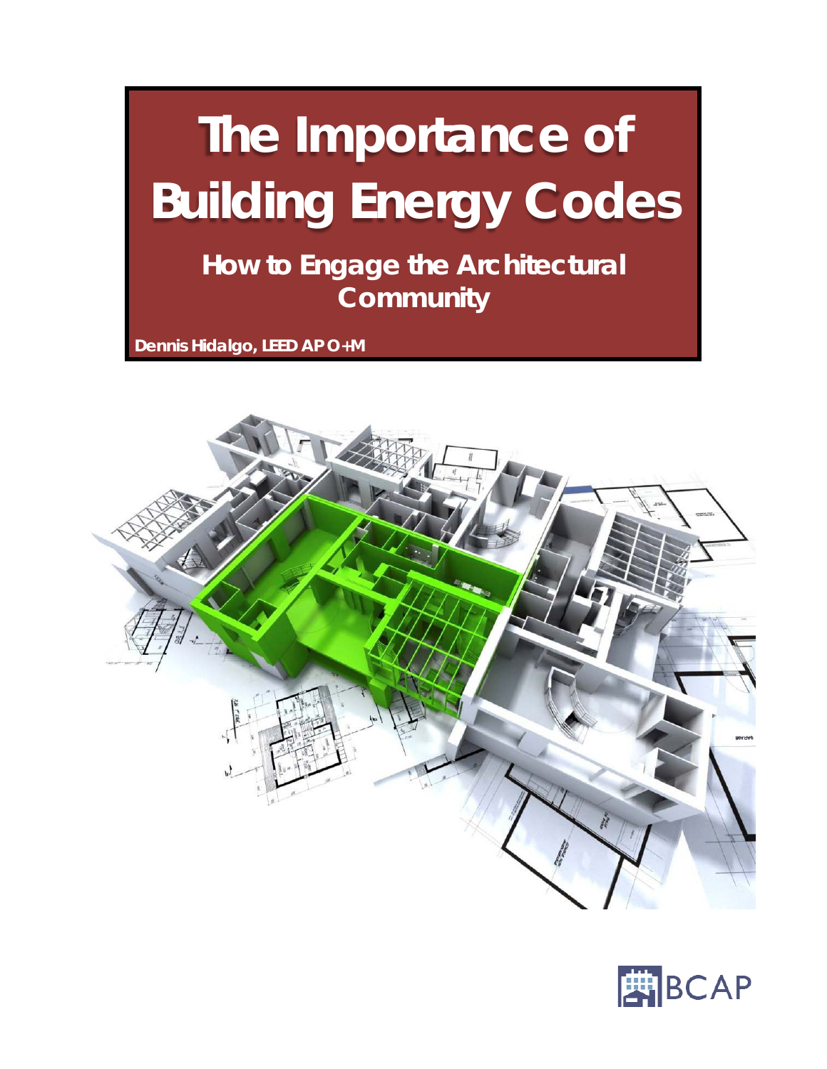# The Importance of Building Energy Codes

## How to Engage the Architectural Community

**Dennis Hidalgo, LEED AP O+M**

BCAP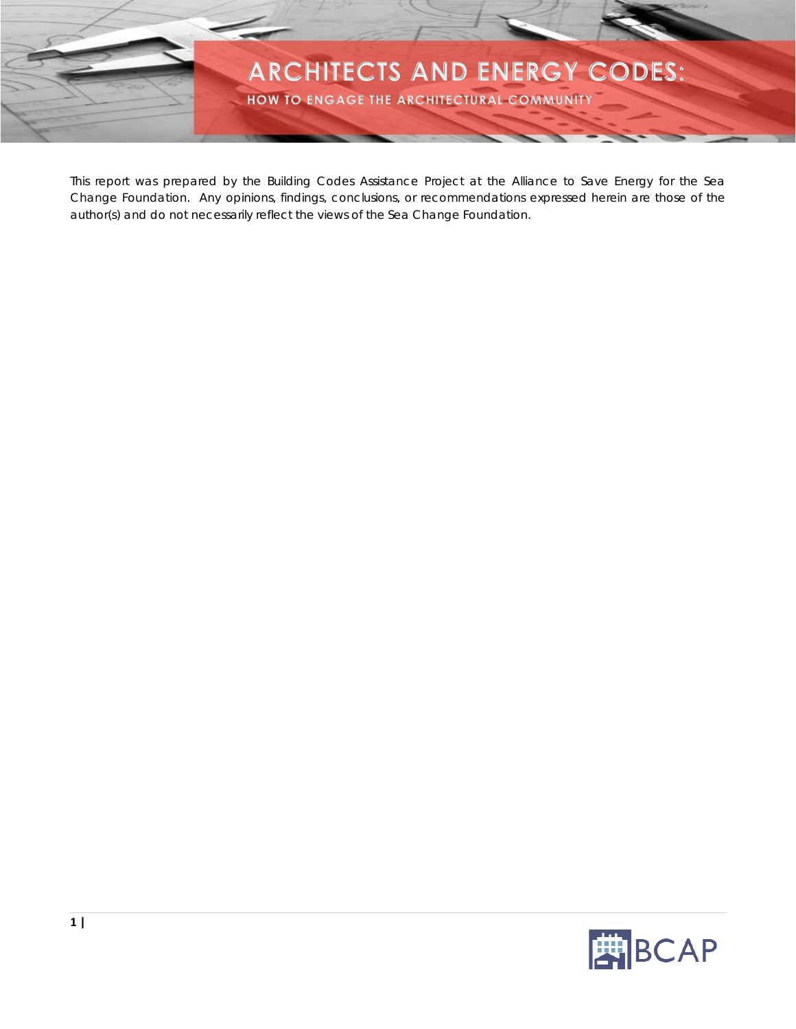# ARCHITECTS AND ENERGY CODES:

## HOW TO ENGAGE THE ARCHITECTURAL COMMUNITY

This report was prepared by the Building Codes Assistance Project at the Alliance to Save Energy for the Sea Change Foundation. Any opinions, findings, conclusions, or recommendations expressed herein are those of the author(s) and do not necessarily reflect the views of the Sea Change Foundation.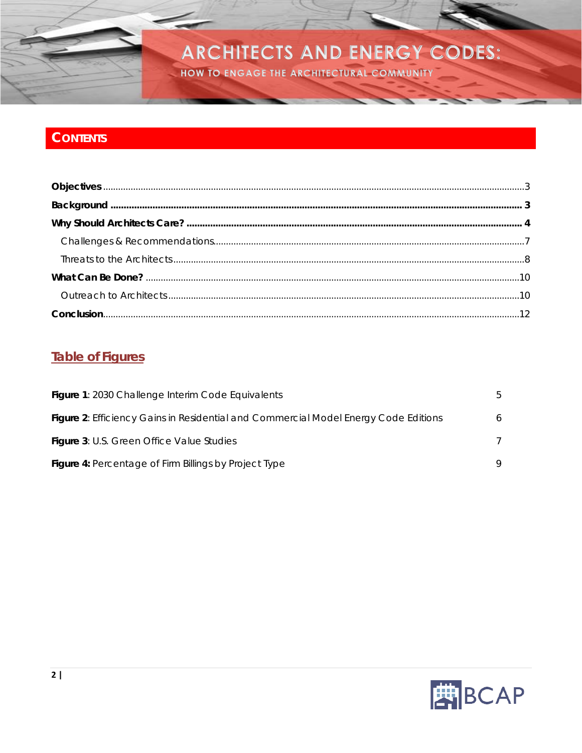# ARCHITECTS AND ENERGY CODES:

HOW TO ENGAGE THE ARCHITECTURAL COMMUNITY

## CONTENTS

**Objectives** .......... 3

**Background** .......... 3

**Why Should Architects Care?** .......... 4

  Challenges & Recommendations .......... 7

  Threats to the Architects .......... 8

**What Can Be Done?** .......... 10

  Outreach to Architects .......... 10

**Conclusion** .......... 12

## Table of Figures

| | |
|---|---|
| **Figure 1**: 2030 Challenge Interim Code Equivalents | 5 |
| **Figure 2**: Efficiency Gains in Residential and Commercial Model Energy Code Editions | 6 |
| **Figure 3**: U.S. Green Office Value Studies | 7 |
| **Figure 4:** Percentage of Firm Billings by Project Type | 9 |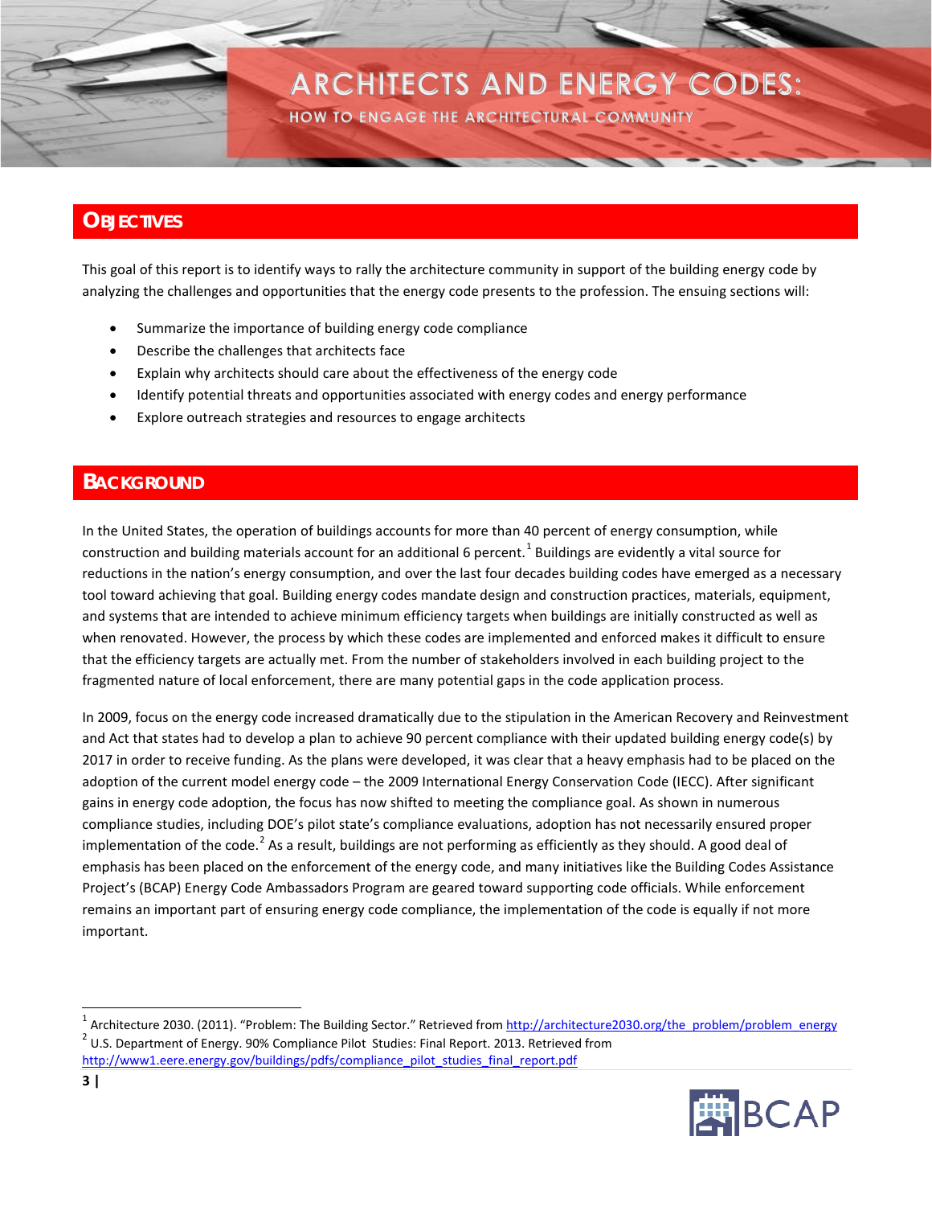# ARCHITECTS AND ENERGY CODES:

HOW TO ENGAGE THE ARCHITECTURAL COMMUNITY

## OBJECTIVES

This goal of this report is to identify ways to rally the architecture community in support of the building energy code by analyzing the challenges and opportunities that the energy code presents to the profession. The ensuing sections will:

- Summarize the importance of building energy code compliance
- Describe the challenges that architects face
- Explain why architects should care about the effectiveness of the energy code
- Identify potential threats and opportunities associated with energy codes and energy performance
- Explore outreach strategies and resources to engage architects

## BACKGROUND

In the United States, the operation of buildings accounts for more than 40 percent of energy consumption, while construction and building materials account for an additional 6 percent.[1] Buildings are evidently a vital source for reductions in the nation's energy consumption, and over the last four decades building codes have emerged as a necessary tool toward achieving that goal. Building energy codes mandate design and construction practices, materials, equipment, and systems that are intended to achieve minimum efficiency targets when buildings are initially constructed as well as when renovated. However, the process by which these codes are implemented and enforced makes it difficult to ensure that the efficiency targets are actually met. From the number of stakeholders involved in each building project to the fragmented nature of local enforcement, there are many potential gaps in the code application process.

In 2009, focus on the energy code increased dramatically due to the stipulation in the American Recovery and Reinvestment and Act that states had to develop a plan to achieve 90 percent compliance with their updated building energy code(s) by 2017 in order to receive funding. As the plans were developed, it was clear that a heavy emphasis had to be placed on the adoption of the current model energy code – the 2009 International Energy Conservation Code (IECC). After significant gains in energy code adoption, the focus has now shifted to meeting the compliance goal. As shown in numerous compliance studies, including DOE's pilot state's compliance evaluations, adoption has not necessarily ensured proper implementation of the code.[2] As a result, buildings are not performing as efficiently as they should. A good deal of emphasis has been placed on the enforcement of the energy code, and many initiatives like the Building Codes Assistance Project's (BCAP) Energy Code Ambassadors Program are geared toward supporting code officials. While enforcement remains an important part of ensuring energy code compliance, the implementation of the code is equally if not more important.

---

[1] Architecture 2030. (2011). "Problem: The Building Sector." Retrieved from http://architecture2030.org/the_problem/problem_energy

[2] U.S. Department of Energy. 90% Compliance Pilot Studies: Final Report. 2013. Retrieved from http://www1.eere.energy.gov/buildings/pdfs/compliance_pilot_studies_final_report.pdf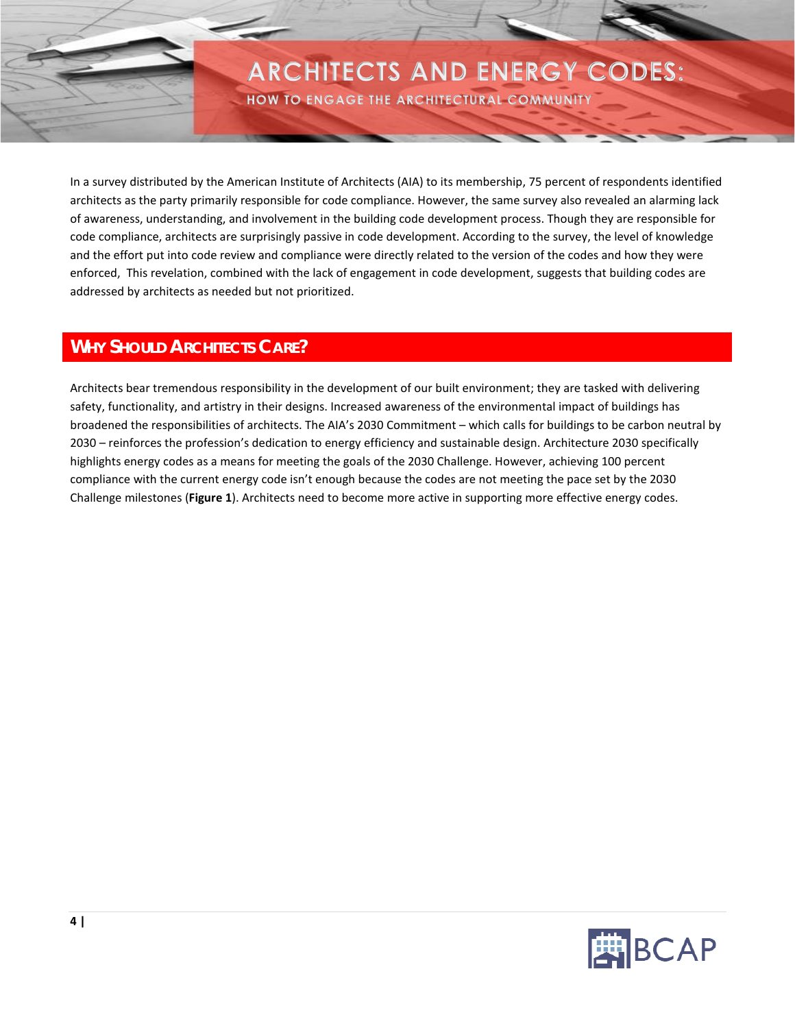In a survey distributed by the American Institute of Architects (AIA) to its membership, 75 percent of respondents identified architects as the party primarily responsible for code compliance. However, the same survey also revealed an alarming lack of awareness, understanding, and involvement in the building code development process. Though they are responsible for code compliance, architects are surprisingly passive in code development. According to the survey, the level of knowledge and the effort put into code review and compliance were directly related to the version of the codes and how they were enforced, This revelation, combined with the lack of engagement in code development, suggests that building codes are addressed by architects as needed but not prioritized.

## Why Should Architects Care?

Architects bear tremendous responsibility in the development of our built environment; they are tasked with delivering safety, functionality, and artistry in their designs. Increased awareness of the environmental impact of buildings has broadened the responsibilities of architects. The AIA's 2030 Commitment – which calls for buildings to be carbon neutral by 2030 – reinforces the profession's dedication to energy efficiency and sustainable design. Architecture 2030 specifically highlights energy codes as a means for meeting the goals of the 2030 Challenge. However, achieving 100 percent compliance with the current energy code isn't enough because the codes are not meeting the pace set by the 2030 Challenge milestones (**Figure 1**). Architects need to become more active in supporting more effective energy codes.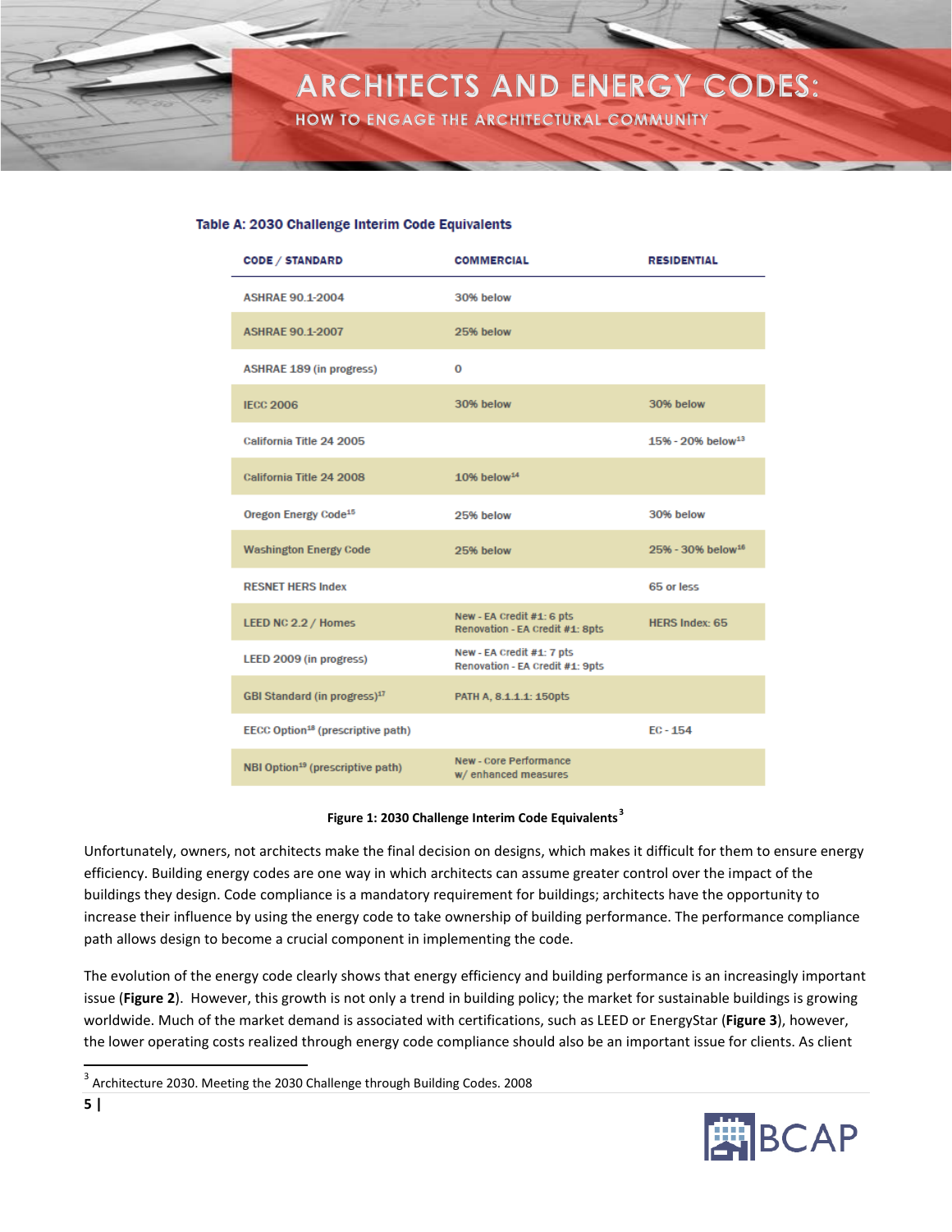**Table A: 2030 Challenge Interim Code Equivalents**

| CODE / STANDARD | COMMERCIAL | RESIDENTIAL |
| --- | --- | --- |
| ASHRAE 90.1-2004 | 30% below | |
| ASHRAE 90.1-2007 | 25% below | |
| ASHRAE 189 (in progress) | 0 | |
| IECC 2006 | 30% below | 30% below |
| California Title 24 2005 | | 15% - 20% below[13] |
| California Title 24 2008 | 10% below[14] | |
| Oregon Energy Code[15] | 25% below | 30% below |
| Washington Energy Code | 25% below | 25% - 30% below[16] |
| RESNET HERS Index | | 65 or less |
| LEED NC 2.2 / Homes | New - EA Credit #1: 6 pts<br>Renovation - EA Credit #1: 8pts | HERS Index: 65 |
| LEED 2009 (in progress) | New - EA Credit #1: 7 pts<br>Renovation - EA Credit #1: 9pts | |
| GBI Standard (in progress)[17] | PATH A, 8.1.1.1: 150pts | |
| EECC Option[18] (prescriptive path) | | EC - 154 |
| NBI Option[19] (prescriptive path) | New - Core Performance<br>w/ enhanced measures | |

**Figure 1: 2030 Challenge Interim Code Equivalents**[3]

Unfortunately, owners, not architects make the final decision on designs, which makes it difficult for them to ensure energy efficiency. Building energy codes are one way in which architects can assume greater control over the impact of the buildings they design. Code compliance is a mandatory requirement for buildings; architects have the opportunity to increase their influence by using the energy code to take ownership of building performance. The performance compliance path allows design to become a crucial component in implementing the code.

The evolution of the energy code clearly shows that energy efficiency and building performance is an increasingly important issue (**Figure 2**). However, this growth is not only a trend in building policy; the market for sustainable buildings is growing worldwide. Much of the market demand is associated with certifications, such as LEED or EnergyStar (**Figure 3**), however, the lower operating costs realized through energy code compliance should also be an important issue for clients. As client

[3] Architecture 2030. Meeting the 2030 Challenge through Building Codes. 2008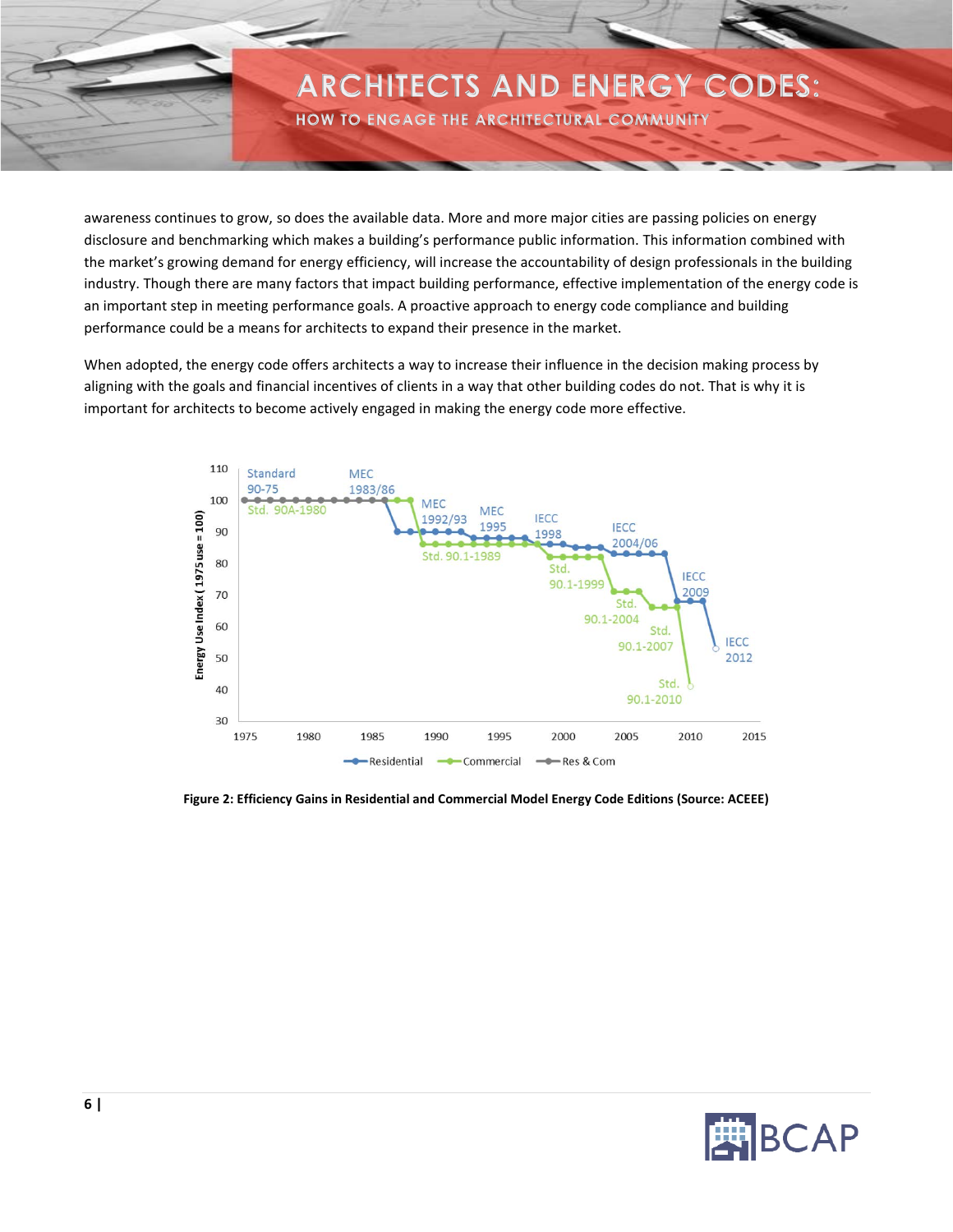awareness continues to grow, so does the available data. More and more major cities are passing policies on energy disclosure and benchmarking which makes a building's performance public information. This information combined with the market's growing demand for energy efficiency, will increase the accountability of design professionals in the building industry. Though there are many factors that impact building performance, effective implementation of the energy code is an important step in meeting performance goals. A proactive approach to energy code compliance and building performance could be a means for architects to expand their presence in the market.

When adopted, the energy code offers architects a way to increase their influence in the decision making process by aligning with the goals and financial incentives of clients in a way that other building codes do not. That is why it is important for architects to become actively engaged in making the energy code more effective.

**Figure 2: Efficiency Gains in Residential and Commercial Model Energy Code Editions (Source: ACEEE)**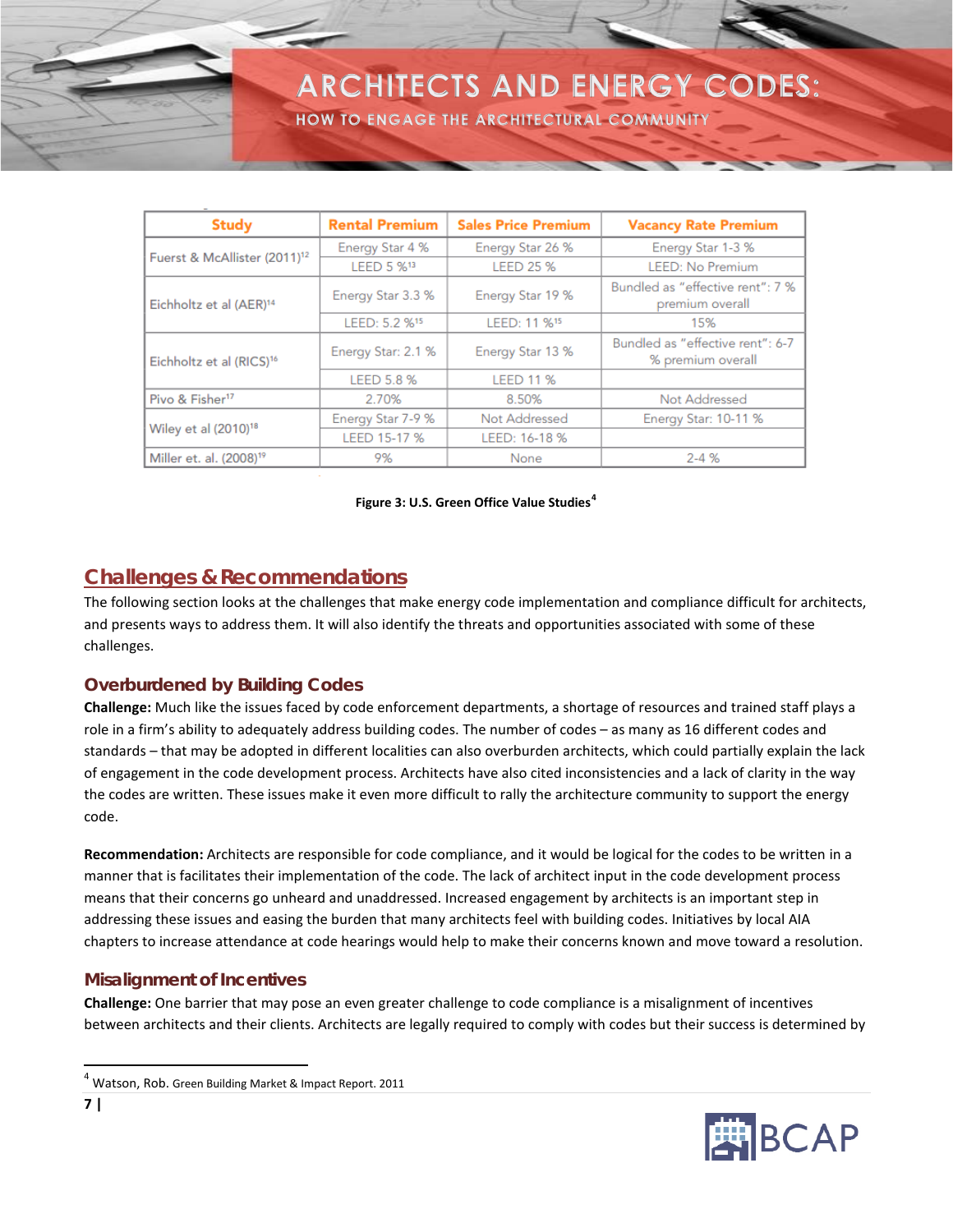| Study | Rental Premium | Sales Price Premium | Vacancy Rate Premium |
| --- | --- | --- | --- |
| Fuerst & McAllister (2011)[12] | Energy Star 4 % | Energy Star 26 % | Energy Star 1-3 % |
| | LEED 5 %[13] | LEED 25 % | LEED: No Premium |
| Eichholtz et al (AER)[14] | Energy Star 3.3 % | Energy Star 19 % | Bundled as "effective rent": 7 % premium overall |
| | LEED: 5.2 %[15] | LEED: 11 %[15] | 15% |
| Eichholtz et al (RICS)[16] | Energy Star: 2.1 % | Energy Star 13 % | Bundled as "effective rent": 6-7 % premium overall |
| | LEED 5.8 % | LEED 11 % | |
| Pivo & Fisher[17] | 2.70% | 8.50% | Not Addressed |
| Wiley et al (2010)[18] | Energy Star 7-9 % | Not Addressed | Energy Star: 10-11 % |
| | LEED 15-17 % | LEED: 16-18 % | |
| Miller et. al. (2008)[19] | 9% | None | 2-4 % |

**Figure 3: U.S. Green Office Value Studies**[4]

## Challenges & Recommendations

The following section looks at the challenges that make energy code implementation and compliance difficult for architects, and presents ways to address them. It will also identify the threats and opportunities associated with some of these challenges.

### Overburdened by Building Codes

**Challenge:** Much like the issues faced by code enforcement departments, a shortage of resources and trained staff plays a role in a firm's ability to adequately address building codes. The number of codes – as many as 16 different codes and standards – that may be adopted in different localities can also overburden architects, which could partially explain the lack of engagement in the code development process. Architects have also cited inconsistencies and a lack of clarity in the way the codes are written. These issues make it even more difficult to rally the architecture community to support the energy code.

**Recommendation:** Architects are responsible for code compliance, and it would be logical for the codes to be written in a manner that is facilitates their implementation of the code. The lack of architect input in the code development process means that their concerns go unheard and unaddressed. Increased engagement by architects is an important step in addressing these issues and easing the burden that many architects feel with building codes. Initiatives by local AIA chapters to increase attendance at code hearings would help to make their concerns known and move toward a resolution.

### Misalignment of Incentives

**Challenge:** One barrier that may pose an even greater challenge to code compliance is a misalignment of incentives between architects and their clients. Architects are legally required to comply with codes but their success is determined by

[4] Watson, Rob. Green Building Market & Impact Report. 2011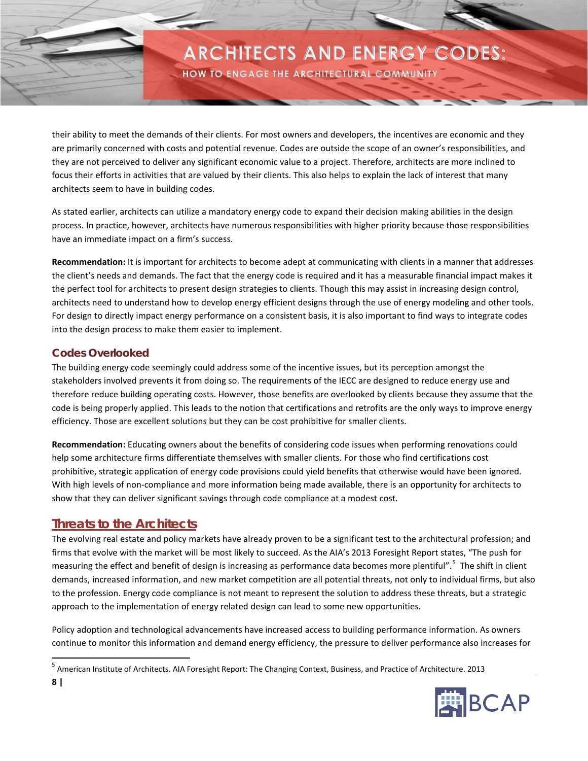their ability to meet the demands of their clients. For most owners and developers, the incentives are economic and they are primarily concerned with costs and potential revenue. Codes are outside the scope of an owner's responsibilities, and they are not perceived to deliver any significant economic value to a project. Therefore, architects are more inclined to focus their efforts in activities that are valued by their clients. This also helps to explain the lack of interest that many architects seem to have in building codes.

As stated earlier, architects can utilize a mandatory energy code to expand their decision making abilities in the design process. In practice, however, architects have numerous responsibilities with higher priority because those responsibilities have an immediate impact on a firm's success.

**Recommendation:** It is important for architects to become adept at communicating with clients in a manner that addresses the client's needs and demands. The fact that the energy code is required and it has a measurable financial impact makes it the perfect tool for architects to present design strategies to clients. Though this may assist in increasing design control, architects need to understand how to develop energy efficient designs through the use of energy modeling and other tools. For design to directly impact energy performance on a consistent basis, it is also important to find ways to integrate codes into the design process to make them easier to implement.

### Codes Overlooked

The building energy code seemingly could address some of the incentive issues, but its perception amongst the stakeholders involved prevents it from doing so. The requirements of the IECC are designed to reduce energy use and therefore reduce building operating costs. However, those benefits are overlooked by clients because they assume that the code is being properly applied. This leads to the notion that certifications and retrofits are the only ways to improve energy efficiency. Those are excellent solutions but they can be cost prohibitive for smaller clients.

**Recommendation:** Educating owners about the benefits of considering code issues when performing renovations could help some architecture firms differentiate themselves with smaller clients. For those who find certifications cost prohibitive, strategic application of energy code provisions could yield benefits that otherwise would have been ignored. With high levels of non-compliance and more information being made available, there is an opportunity for architects to show that they can deliver significant savings through code compliance at a modest cost.

## Threats to the Architects

The evolving real estate and policy markets have already proven to be a significant test to the architectural profession; and firms that evolve with the market will be most likely to succeed. As the AIA's 2013 Foresight Report states, "The push for measuring the effect and benefit of design is increasing as performance data becomes more plentiful".[5] The shift in client demands, increased information, and new market competition are all potential threats, not only to individual firms, but also to the profession. Energy code compliance is not meant to represent the solution to address these threats, but a strategic approach to the implementation of energy related design can lead to some new opportunities.

Policy adoption and technological advancements have increased access to building performance information. As owners continue to monitor this information and demand energy efficiency, the pressure to deliver performance also increases for

[5] American Institute of Architects. AIA Foresight Report: The Changing Context, Business, and Practice of Architecture. 2013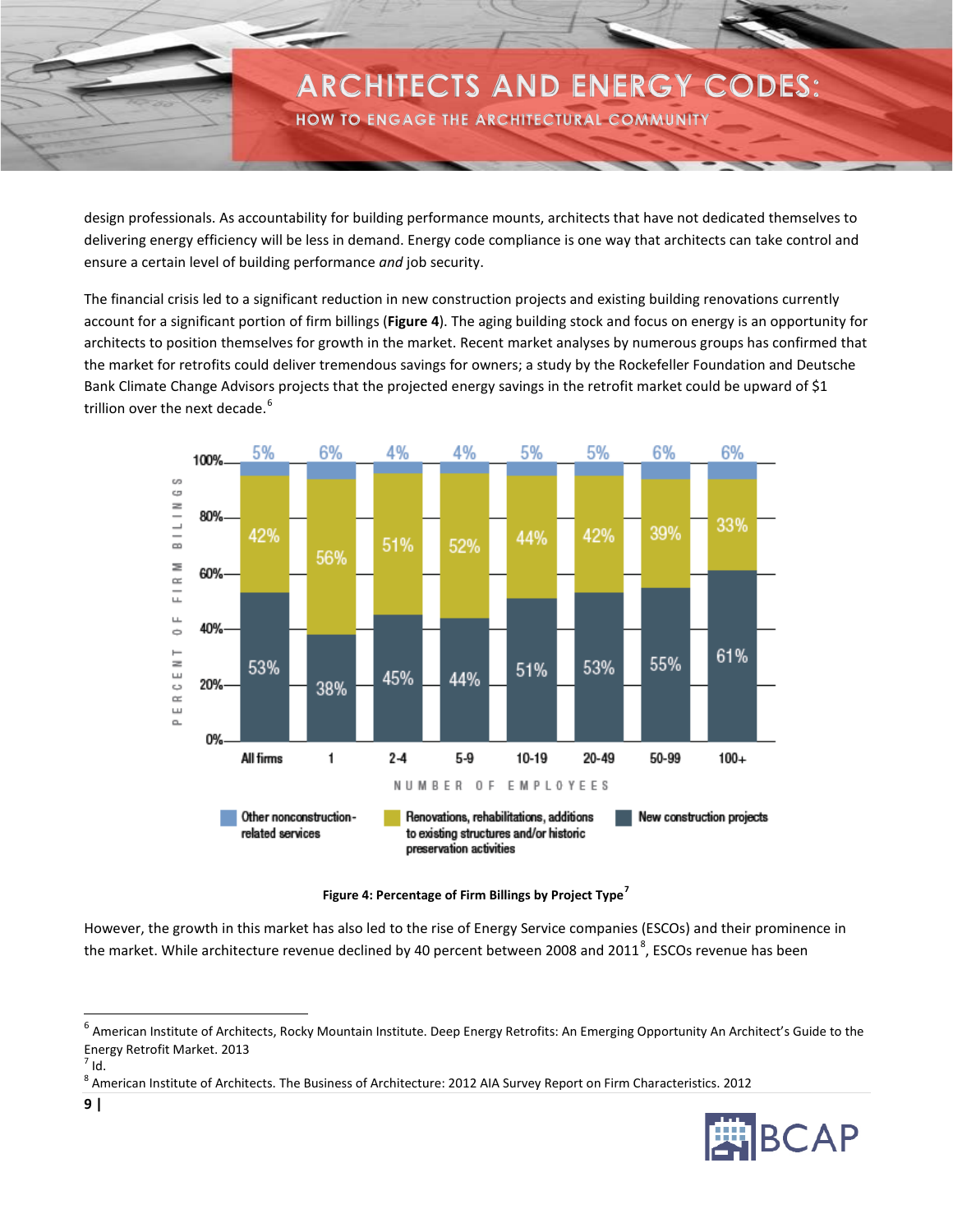design professionals. As accountability for building performance mounts, architects that have not dedicated themselves to delivering energy efficiency will be less in demand. Energy code compliance is one way that architects can take control and ensure a certain level of building performance *and* job security.

The financial crisis led to a significant reduction in new construction projects and existing building renovations currently account for a significant portion of firm billings (**Figure 4**). The aging building stock and focus on energy is an opportunity for architects to position themselves for growth in the market. Recent market analyses by numerous groups has confirmed that the market for retrofits could deliver tremendous savings for owners; a study by the Rockefeller Foundation and Deutsche Bank Climate Change Advisors projects that the projected energy savings in the retrofit market could be upward of $1 trillion over the next decade.[6]

| Number of employees | All firms | 1 | 2-4 | 5-9 | 10-19 | 20-49 | 50-99 | 100+ |
|---|---|---|---|---|---|---|---|---|
| Other nonconstruction-related services | 5% | 6% | 4% | 4% | 5% | 5% | 6% | 6% |
| Renovations, rehabilitations, additions to existing structures and/or historic preservation activities | 42% | 56% | 51% | 52% | 44% | 42% | 39% | 33% |
| New construction projects | 53% | 38% | 45% | 44% | 51% | 53% | 55% | 61% |

**Figure 4: Percentage of Firm Billings by Project Type**[7]

However, the growth in this market has also led to the rise of Energy Service companies (ESCOs) and their prominence in the market. While architecture revenue declined by 40 percent between 2008 and 2011[8], ESCOs revenue has been

---

[6] American Institute of Architects, Rocky Mountain Institute. Deep Energy Retrofits: An Emerging Opportunity An Architect's Guide to the Energy Retrofit Market. 2013

[7] Id.

[8] American Institute of Architects. The Business of Architecture: 2012 AIA Survey Report on Firm Characteristics. 2012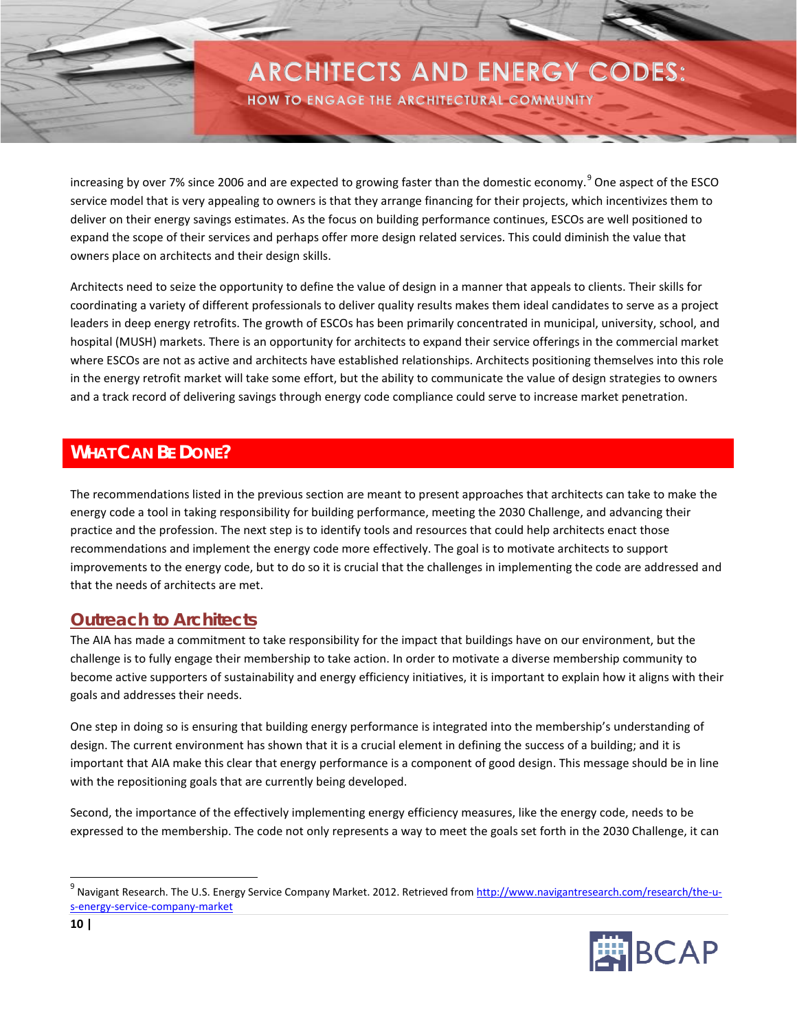increasing by over 7% since 2006 and are expected to growing faster than the domestic economy.[9] One aspect of the ESCO service model that is very appealing to owners is that they arrange financing for their projects, which incentivizes them to deliver on their energy savings estimates. As the focus on building performance continues, ESCOs are well positioned to expand the scope of their services and perhaps offer more design related services. This could diminish the value that owners place on architects and their design skills.

Architects need to seize the opportunity to define the value of design in a manner that appeals to clients. Their skills for coordinating a variety of different professionals to deliver quality results makes them ideal candidates to serve as a project leaders in deep energy retrofits. The growth of ESCOs has been primarily concentrated in municipal, university, school, and hospital (MUSH) markets. There is an opportunity for architects to expand their service offerings in the commercial market where ESCOs are not as active and architects have established relationships. Architects positioning themselves into this role in the energy retrofit market will take some effort, but the ability to communicate the value of design strategies to owners and a track record of delivering savings through energy code compliance could serve to increase market penetration.

## What Can Be Done?

The recommendations listed in the previous section are meant to present approaches that architects can take to make the energy code a tool in taking responsibility for building performance, meeting the 2030 Challenge, and advancing their practice and the profession. The next step is to identify tools and resources that could help architects enact those recommendations and implement the energy code more effectively. The goal is to motivate architects to support improvements to the energy code, but to do so it is crucial that the challenges in implementing the code are addressed and that the needs of architects are met.

### Outreach to Architects

The AIA has made a commitment to take responsibility for the impact that buildings have on our environment, but the challenge is to fully engage their membership to take action. In order to motivate a diverse membership community to become active supporters of sustainability and energy efficiency initiatives, it is important to explain how it aligns with their goals and addresses their needs.

One step in doing so is ensuring that building energy performance is integrated into the membership's understanding of design. The current environment has shown that it is a crucial element in defining the success of a building; and it is important that AIA make this clear that energy performance is a component of good design. This message should be in line with the repositioning goals that are currently being developed.

Second, the importance of the effectively implementing energy efficiency measures, like the energy code, needs to be expressed to the membership. The code not only represents a way to meet the goals set forth in the 2030 Challenge, it can

[9] Navigant Research. The U.S. Energy Service Company Market. 2012. Retrieved from http://www.navigantresearch.com/research/the-u-s-energy-service-company-market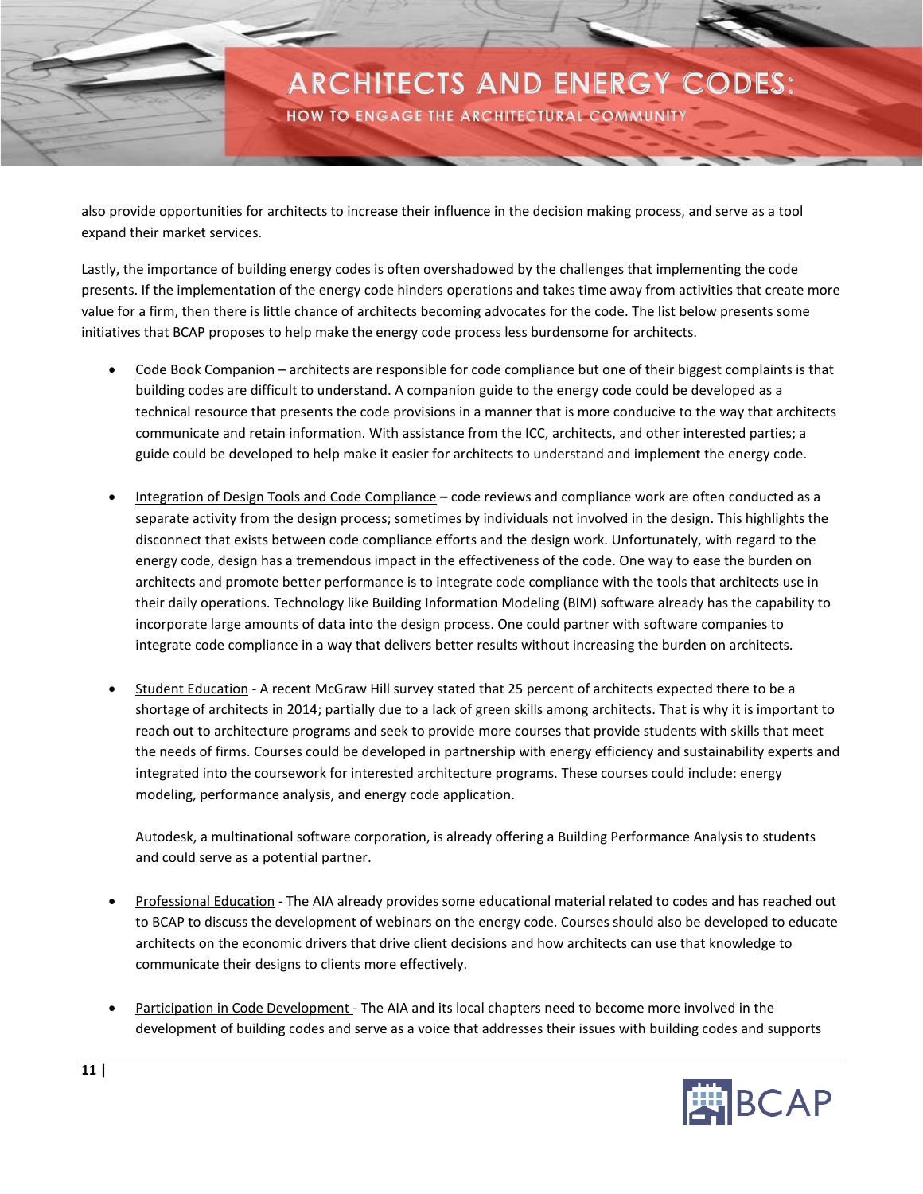also provide opportunities for architects to increase their influence in the decision making process, and serve as a tool expand their market services.

Lastly, the importance of building energy codes is often overshadowed by the challenges that implementing the code presents. If the implementation of the energy code hinders operations and takes time away from activities that create more value for a firm, then there is little chance of architects becoming advocates for the code. The list below presents some initiatives that BCAP proposes to help make the energy code process less burdensome for architects.

- Code Book Companion – architects are responsible for code compliance but one of their biggest complaints is that building codes are difficult to understand. A companion guide to the energy code could be developed as a technical resource that presents the code provisions in a manner that is more conducive to the way that architects communicate and retain information. With assistance from the ICC, architects, and other interested parties; a guide could be developed to help make it easier for architects to understand and implement the energy code.

- Integration of Design Tools and Code Compliance **–** code reviews and compliance work are often conducted as a separate activity from the design process; sometimes by individuals not involved in the design. This highlights the disconnect that exists between code compliance efforts and the design work. Unfortunately, with regard to the energy code, design has a tremendous impact in the effectiveness of the code. One way to ease the burden on architects and promote better performance is to integrate code compliance with the tools that architects use in their daily operations. Technology like Building Information Modeling (BIM) software already has the capability to incorporate large amounts of data into the design process. One could partner with software companies to integrate code compliance in a way that delivers better results without increasing the burden on architects.

- Student Education - A recent McGraw Hill survey stated that 25 percent of architects expected there to be a shortage of architects in 2014; partially due to a lack of green skills among architects. That is why it is important to reach out to architecture programs and seek to provide more courses that provide students with skills that meet the needs of firms. Courses could be developed in partnership with energy efficiency and sustainability experts and integrated into the coursework for interested architecture programs. These courses could include: energy modeling, performance analysis, and energy code application.

  Autodesk, a multinational software corporation, is already offering a Building Performance Analysis to students and could serve as a potential partner.

- Professional Education - The AIA already provides some educational material related to codes and has reached out to BCAP to discuss the development of webinars on the energy code. Courses should also be developed to educate architects on the economic drivers that drive client decisions and how architects can use that knowledge to communicate their designs to clients more effectively.

- Participation in Code Development - The AIA and its local chapters need to become more involved in the development of building codes and serve as a voice that addresses their issues with building codes and supports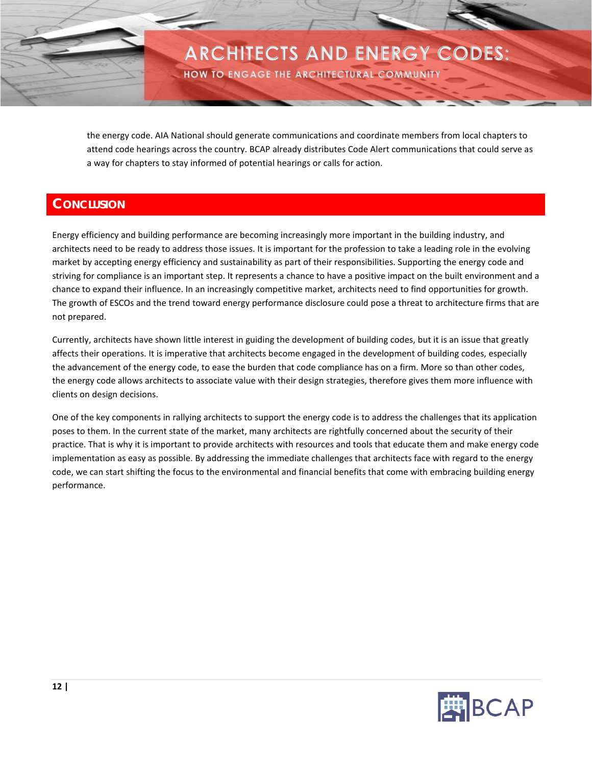the energy code. AIA National should generate communications and coordinate members from local chapters to attend code hearings across the country. BCAP already distributes Code Alert communications that could serve as a way for chapters to stay informed of potential hearings or calls for action.

## Conclusion

Energy efficiency and building performance are becoming increasingly more important in the building industry, and architects need to be ready to address those issues. It is important for the profession to take a leading role in the evolving market by accepting energy efficiency and sustainability as part of their responsibilities. Supporting the energy code and striving for compliance is an important step. It represents a chance to have a positive impact on the built environment and a chance to expand their influence. In an increasingly competitive market, architects need to find opportunities for growth. The growth of ESCOs and the trend toward energy performance disclosure could pose a threat to architecture firms that are not prepared.

Currently, architects have shown little interest in guiding the development of building codes, but it is an issue that greatly affects their operations. It is imperative that architects become engaged in the development of building codes, especially the advancement of the energy code, to ease the burden that code compliance has on a firm. More so than other codes, the energy code allows architects to associate value with their design strategies, therefore gives them more influence with clients on design decisions.

One of the key components in rallying architects to support the energy code is to address the challenges that its application poses to them. In the current state of the market, many architects are rightfully concerned about the security of their practice. That is why it is important to provide architects with resources and tools that educate them and make energy code implementation as easy as possible. By addressing the immediate challenges that architects face with regard to the energy code, we can start shifting the focus to the environmental and financial benefits that come with embracing building energy performance.